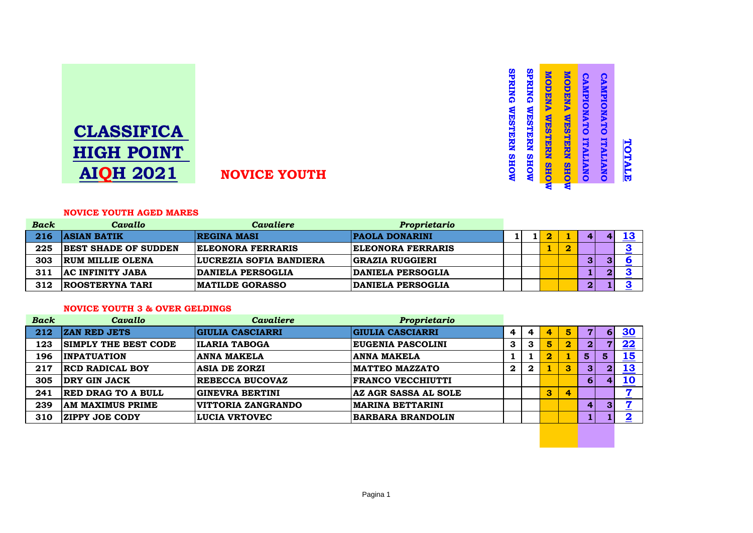# CLASSIFICA HIGH POINT AIQH 2021

## NOVICE YOUTH

### NOVICE YOUTH AGED MARES

| *Back* | *Cavallo* | *Cavaliere* | *Proprietario* | SPRING WESTERN SHOW | SPRING WESTERN SHOW | MODENA WESTERN SHOW | MODENA WESTERN SHOW | CAMPIONATO ITALIANO | CAMPIONATO ITALIANO | TOTALE |
|---|---|---|---|---|---|---|---|---|---|---|
| 216 | ASIAN BATIK | REGINA MASI | PAOLA DONARINI | 1 | 1 | 2 | 1 | 4 | 4 | 13 |
| 225 | BEST SHADE OF SUDDEN | ELEONORA FERRARIS | ELEONORA FERRARIS | | | 1 | 2 | | | 3 |
| 303 | RUM MILLIE OLENA | LUCREZIA SOFIA BANDIERA | GRAZIA RUGGIERI | | | | | 3 | 3 | 6 |
| 311 | AC INFINITY JABA | DANIELA PERSOGLIA | DANIELA PERSOGLIA | | | | | 1 | 2 | 3 |
| 312 | ROOSTERYNA TARI | MATILDE GORASSO | DANIELA PERSOGLIA | | | | | 2 | 1 | 3 |

### NOVICE YOUTH 3 & OVER GELDINGS

| *Back* | *Cavallo* | *Cavaliere* | *Proprietario* | SPRING WESTERN SHOW | SPRING WESTERN SHOW | MODENA WESTERN SHOW | MODENA WESTERN SHOW | CAMPIONATO ITALIANO | CAMPIONATO ITALIANO | TOTALE |
|---|---|---|---|---|---|---|---|---|---|---|
| 212 | ZAN RED JETS | GIULIA CASCIARRI | GIULIA CASCIARRI | 4 | 4 | 4 | 5 | 7 | 6 | 30 |
| 123 | SIMPLY THE BEST CODE | ILARIA TABOGA | EUGENIA PASCOLINI | 3 | 3 | 5 | 2 | 2 | 7 | 22 |
| 196 | INPATUATION | ANNA MAKELA | ANNA MAKELA | 1 | 1 | 2 | 1 | 5 | 5 | 15 |
| 217 | RCD RADICAL BOY | ASIA DE ZORZI | MATTEO MAZZATO | 2 | 2 | 1 | 3 | 3 | 2 | 13 |
| 305 | DRY GIN JACK | REBECCA BUCOVAZ | FRANCO VECCHIUTTI | | | | | 6 | 4 | 10 |
| 241 | RED DRAG TO A BULL | GINEVRA BERTINI | AZ AGR SASSA AL SOLE | | | 3 | 4 | | | 7 |
| 239 | AM MAXIMUS PRIME | VITTORIA ZANGRANDO | MARINA BETTARINI | | | | | 4 | 3 | 7 |
| 310 | ZIPPY JOE CODY | LUCIA VRTOVEC | BARBARA BRANDOLIN | | | | | 1 | 1 | 2 |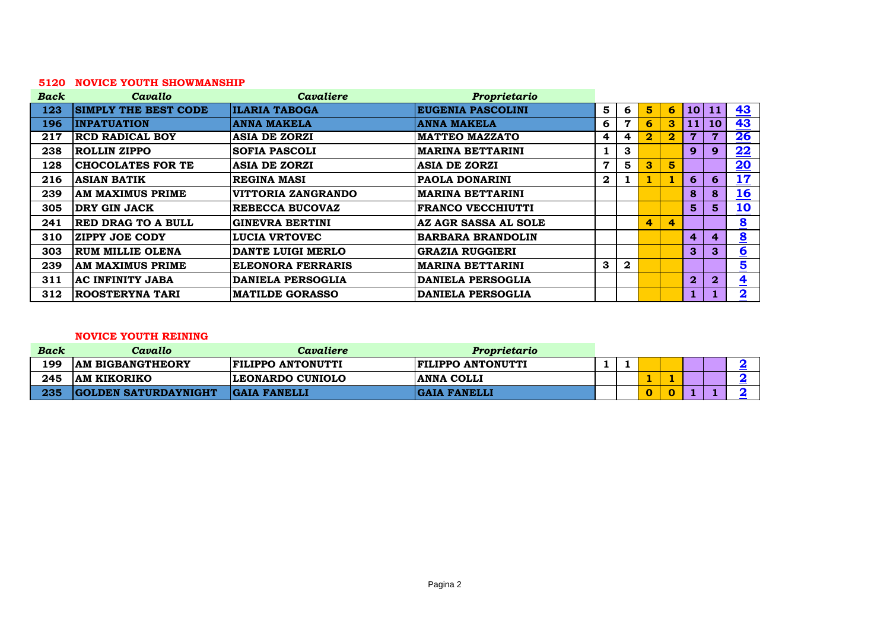## 5120 NOVICE YOUTH SHOWMANSHIP

| Back | Cavallo | Cavaliere | Proprietario | | | | | | | |
|---|---|---|---|---|---|---|---|---|---|---|
| 123 | SIMPLY THE BEST CODE | ILARIA TABOGA | EUGENIA PASCOLINI | 5 | 6 | 5 | 6 | 10 | 11 | 43 |
| 196 | INPATUATION | ANNA MAKELA | ANNA MAKELA | 6 | 7 | 6 | 3 | 11 | 10 | 43 |
| 217 | RCD RADICAL BOY | ASIA DE ZORZI | MATTEO MAZZATO | 4 | 4 | 2 | 2 | 7 | 7 | 26 |
| 238 | ROLLIN ZIPPO | SOFIA PASCOLI | MARINA BETTARINI | 1 | 3 | | | 9 | 9 | 22 |
| 128 | CHOCOLATES FOR TE | ASIA DE ZORZI | ASIA DE ZORZI | 7 | 5 | 3 | 5 | | | 20 |
| 216 | ASIAN BATIK | REGINA MASI | PAOLA DONARINI | 2 | 1 | 1 | 1 | 6 | 6 | 17 |
| 239 | AM MAXIMUS PRIME | VITTORIA ZANGRANDO | MARINA BETTARINI | | | | | 8 | 8 | 16 |
| 305 | DRY GIN JACK | REBECCA BUCOVAZ | FRANCO VECCHIUTTI | | | | | 5 | 5 | 10 |
| 241 | RED DRAG TO A BULL | GINEVRA BERTINI | AZ AGR SASSA AL SOLE | | | 4 | 4 | | | 8 |
| 310 | ZIPPY JOE CODY | LUCIA VRTOVEC | BARBARA BRANDOLIN | | | | | 4 | 4 | 8 |
| 303 | RUM MILLIE OLENA | DANTE LUIGI MERLO | GRAZIA RUGGIERI | | | | | 3 | 3 | 6 |
| 239 | AM MAXIMUS PRIME | ELEONORA FERRARIS | MARINA BETTARINI | 3 | 2 | | | | | 5 |
| 311 | AC INFINITY JABA | DANIELA PERSOGLIA | DANIELA PERSOGLIA | | | | | 2 | 2 | 4 |
| 312 | ROOSTERYNA TARI | MATILDE GORASSO | DANIELA PERSOGLIA | | | | | 1 | 1 | 2 |

## NOVICE YOUTH REINING

| Back | Cavallo | Cavaliere | Proprietario | | | | | | | |
|---|---|---|---|---|---|---|---|---|---|---|
| 199 | AM BIGBANGTHEORY | FILIPPO ANTONUTTI | FILIPPO ANTONUTTI | 1 | 1 | | | | | 2 |
| 245 | AM KIKORIKO | LEONARDO CUNIOLO | ANNA COLLI | | | 1 | 1 | | | 2 |
| 235 | GOLDEN SATURDAYNIGHT | GAIA FANELLI | GAIA FANELLI | | | 0 | 0 | 1 | 1 | 2 |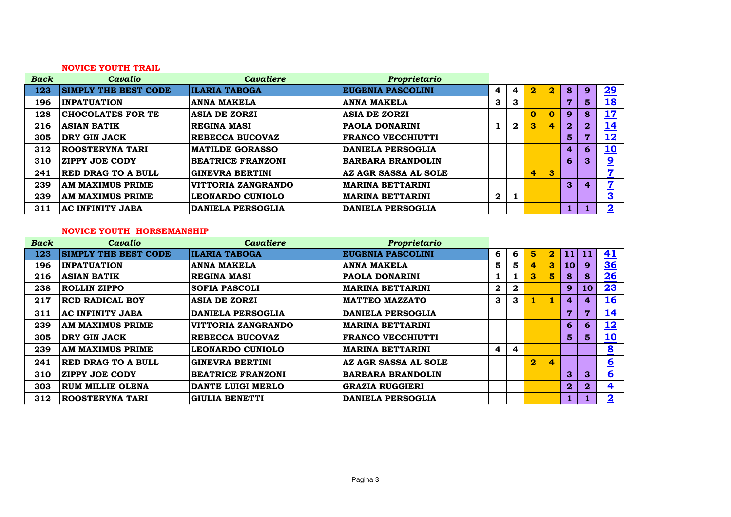### NOVICE YOUTH TRAIL

| *Back* | *Cavallo* | *Cavaliere* | *Proprietario* | | | | | | | |
|---|---|---|---|---|---|---|---|---|---|---|
| **123** | **SIMPLY THE BEST CODE** | **ILARIA TABOGA** | **EUGENIA PASCOLINI** | **4** | **4** | **2** | **2** | **8** | **9** | **29** |
| **196** | **INPATUATION** | **ANNA MAKELA** | **ANNA MAKELA** | **3** | **3** | | | **7** | **5** | **18** |
| **128** | **CHOCOLATES FOR TE** | **ASIA DE ZORZI** | **ASIA DE ZORZI** | | | **0** | **0** | **9** | **8** | **17** |
| **216** | **ASIAN BATIK** | **REGINA MASI** | **PAOLA DONARINI** | **1** | **2** | **3** | **4** | **2** | **2** | **14** |
| **305** | **DRY GIN JACK** | **REBECCA BUCOVAZ** | **FRANCO VECCHIUTTI** | | | | | **5** | **7** | **12** |
| **312** | **ROOSTERYNA TARI** | **MATILDE GORASSO** | **DANIELA PERSOGLIA** | | | | | **4** | **6** | **10** |
| **310** | **ZIPPY JOE CODY** | **BEATRICE FRANZONI** | **BARBARA BRANDOLIN** | | | | | **6** | **3** | **9** |
| **241** | **RED DRAG TO A BULL** | **GINEVRA BERTINI** | **AZ AGR SASSA AL SOLE** | | | **4** | **3** | | | **7** |
| **239** | **AM MAXIMUS PRIME** | **VITTORIA ZANGRANDO** | **MARINA BETTARINI** | | | | | **3** | **4** | **7** |
| **239** | **AM MAXIMUS PRIME** | **LEONARDO CUNIOLO** | **MARINA BETTARINI** | **2** | **1** | | | | | **3** |
| **311** | **AC INFINITY JABA** | **DANIELA PERSOGLIA** | **DANIELA PERSOGLIA** | | | | | **1** | **1** | **2** |

### NOVICE YOUTH HORSEMANSHIP

| *Back* | *Cavallo* | *Cavaliere* | *Proprietario* | | | | | | | |
|---|---|---|---|---|---|---|---|---|---|---|
| **123** | **SIMPLY THE BEST CODE** | **ILARIA TABOGA** | **EUGENIA PASCOLINI** | **6** | **6** | **5** | **2** | **11** | **11** | **41** |
| **196** | **INPATUATION** | **ANNA MAKELA** | **ANNA MAKELA** | **5** | **5** | **4** | **3** | **10** | **9** | **36** |
| **216** | **ASIAN BATIK** | **REGINA MASI** | **PAOLA DONARINI** | **1** | **1** | **3** | **5** | **8** | **8** | **26** |
| **238** | **ROLLIN ZIPPO** | **SOFIA PASCOLI** | **MARINA BETTARINI** | **2** | **2** | | | **9** | **10** | **23** |
| **217** | **RCD RADICAL BOY** | **ASIA DE ZORZI** | **MATTEO MAZZATO** | **3** | **3** | **1** | **1** | **4** | **4** | **16** |
| **311** | **AC INFINITY JABA** | **DANIELA PERSOGLIA** | **DANIELA PERSOGLIA** | | | | | **7** | **7** | **14** |
| **239** | **AM MAXIMUS PRIME** | **VITTORIA ZANGRANDO** | **MARINA BETTARINI** | | | | | **6** | **6** | **12** |
| **305** | **DRY GIN JACK** | **REBECCA BUCOVAZ** | **FRANCO VECCHIUTTI** | | | | | **5** | **5** | **10** |
| **239** | **AM MAXIMUS PRIME** | **LEONARDO CUNIOLO** | **MARINA BETTARINI** | **4** | **4** | | | | | **8** |
| **241** | **RED DRAG TO A BULL** | **GINEVRA BERTINI** | **AZ AGR SASSA AL SOLE** | | | **2** | **4** | | | **6** |
| **310** | **ZIPPY JOE CODY** | **BEATRICE FRANZONI** | **BARBARA BRANDOLIN** | | | | | **3** | **3** | **6** |
| **303** | **RUM MILLIE OLENA** | **DANTE LUIGI MERLO** | **GRAZIA RUGGIERI** | | | | | **2** | **2** | **4** |
| **312** | **ROOSTERYNA TARI** | **GIULIA BENETTI** | **DANIELA PERSOGLIA** | | | | | **1** | **1** | **2** |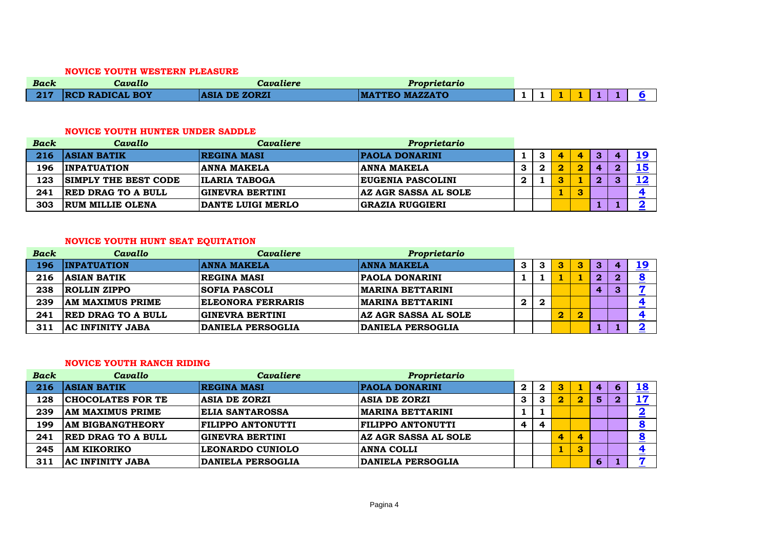### NOVICE YOUTH WESTERN PLEASURE

| Back | Cavallo | Cavaliere | Proprietario | | | | | | | |
|---|---|---|---|---|---|---|---|---|---|---|
| 217 | RCD RADICAL BOY | ASIA DE ZORZI | MATTEO MAZZATO | 1 | 1 | 1 | 1 | 1 | 1 | 6 |

### NOVICE YOUTH HUNTER UNDER SADDLE

| Back | Cavallo | Cavaliere | Proprietario | | | | | | | |
|---|---|---|---|---|---|---|---|---|---|---|
| 216 | ASIAN BATIK | REGINA MASI | PAOLA DONARINI | 1 | 3 | 4 | 4 | 3 | 4 | 19 |
| 196 | INPATUATION | ANNA MAKELA | ANNA MAKELA | 3 | 2 | 2 | 2 | 4 | 2 | 15 |
| 123 | SIMPLY THE BEST CODE | ILARIA TABOGA | EUGENIA PASCOLINI | 2 | 1 | 3 | 1 | 2 | 3 | 12 |
| 241 | RED DRAG TO A BULL | GINEVRA BERTINI | AZ AGR SASSA AL SOLE | | | 1 | 3 | | | 4 |
| 303 | RUM MILLIE OLENA | DANTE LUIGI MERLO | GRAZIA RUGGIERI | | | | | 1 | 1 | 2 |

### NOVICE YOUTH HUNT SEAT EQUITATION

| Back | Cavallo | Cavaliere | Proprietario | | | | | | | |
|---|---|---|---|---|---|---|---|---|---|---|
| 196 | INPATUATION | ANNA MAKELA | ANNA MAKELA | 3 | 3 | 3 | 3 | 3 | 4 | 19 |
| 216 | ASIAN BATIK | REGINA MASI | PAOLA DONARINI | 1 | 1 | 1 | 1 | 2 | 2 | 8 |
| 238 | ROLLIN ZIPPO | SOFIA PASCOLI | MARINA BETTARINI | | | | | 4 | 3 | 7 |
| 239 | AM MAXIMUS PRIME | ELEONORA FERRARIS | MARINA BETTARINI | 2 | 2 | | | | | 4 |
| 241 | RED DRAG TO A BULL | GINEVRA BERTINI | AZ AGR SASSA AL SOLE | | | 2 | 2 | | | 4 |
| 311 | AC INFINITY JABA | DANIELA PERSOGLIA | DANIELA PERSOGLIA | | | | | 1 | 1 | 2 |

### NOVICE YOUTH RANCH RIDING

| Back | Cavallo | Cavaliere | Proprietario | | | | | | | |
|---|---|---|---|---|---|---|---|---|---|---|
| 216 | ASIAN BATIK | REGINA MASI | PAOLA DONARINI | 2 | 2 | 3 | 1 | 4 | 6 | 18 |
| 128 | CHOCOLATES FOR TE | ASIA DE ZORZI | ASIA DE ZORZI | 3 | 3 | 2 | 2 | 5 | 2 | 17 |
| 239 | AM MAXIMUS PRIME | ELIA SANTAROSSA | MARINA BETTARINI | 1 | 1 | | | | | 2 |
| 199 | AM BIGBANGTHEORY | FILIPPO ANTONUTTI | FILIPPO ANTONUTTI | 4 | 4 | | | | | 8 |
| 241 | RED DRAG TO A BULL | GINEVRA BERTINI | AZ AGR SASSA AL SOLE | | | 4 | 4 | | | 8 |
| 245 | AM KIKORIKO | LEONARDO CUNIOLO | ANNA COLLI | | | 1 | 3 | | | 4 |
| 311 | AC INFINITY JABA | DANIELA PERSOGLIA | DANIELA PERSOGLIA | | | | | 6 | 1 | 7 |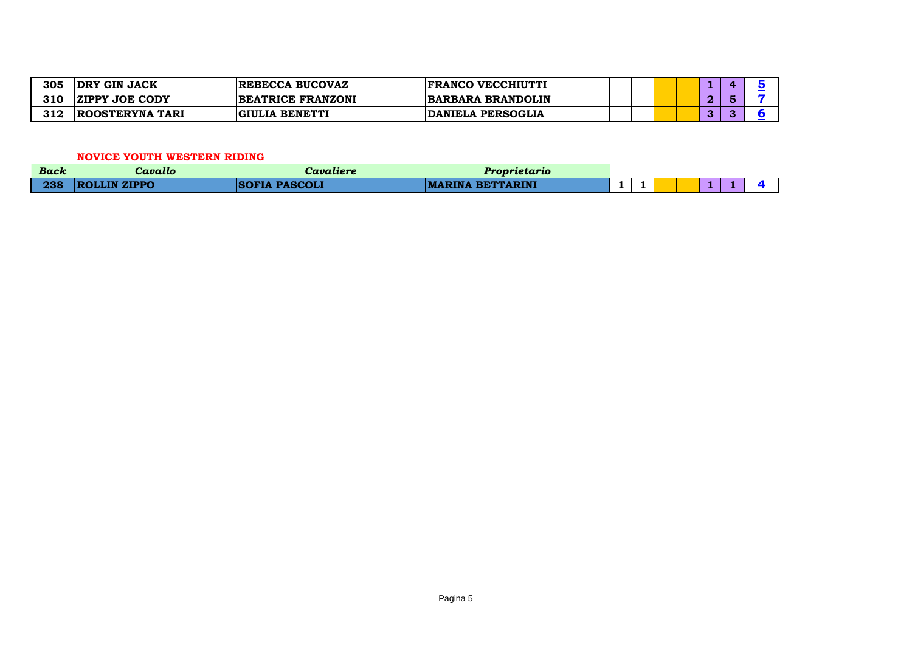| | | | | | | | | | | |
|---|---|---|---|---|---|---|---|---|---|---|
| 305 | DRY GIN JACK | REBECCA BUCOVAZ | FRANCO VECCHIUTTI | | | | | 1 | 4 | 5 |
| 310 | ZIPPY JOE CODY | BEATRICE FRANZONI | BARBARA BRANDOLIN | | | | | 2 | 5 | 7 |
| 312 | ROOSTERYNA TARI | GIULIA BENETTI | DANIELA PERSOGLIA | | | | | 3 | 3 | 6 |

**NOVICE YOUTH WESTERN RIDING**

| *Back* | *Cavallo* | *Cavaliere* | *Proprietario* | | | | | | | |
|---|---|---|---|---|---|---|---|---|---|---|
| 238 | ROLLIN ZIPPO | SOFIA PASCOLI | MARINA BETTARINI | 1 | 1 | | | 1 | 1 | 4 |